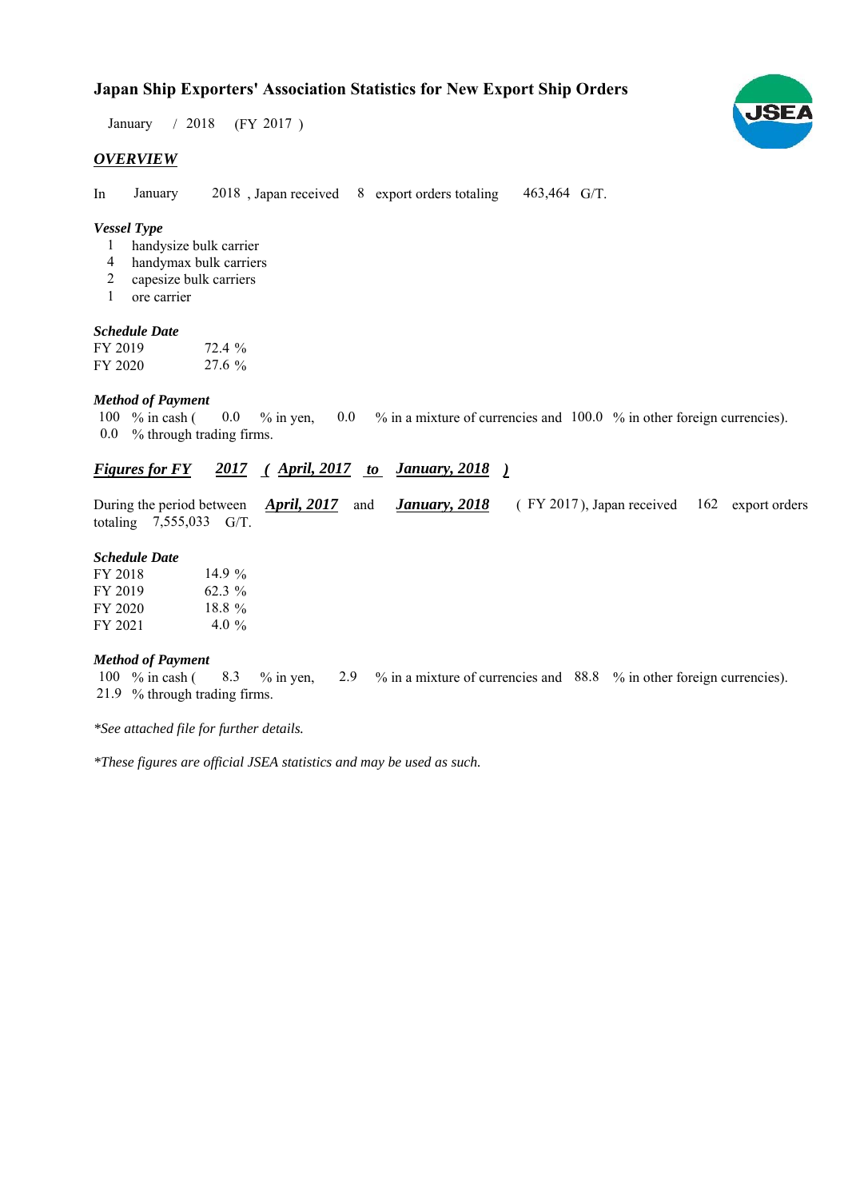# Japan Ship Exporters' Association Statistics for New Export Ship Orders

January / 2018 (FY 2017 )

## *OVERVIEW*

In January 2018 , Japan received 8 export orders totaling 463,464 G/T.

### *Vessel Type*

1 handysize bulk carrier
4 handymax bulk carriers
2 capesize bulk carriers
1 ore carrier

### *Schedule Date*

| | |
|---|---|
| FY 2019 | 72.4 % |
| FY 2020 | 27.6 % |

### *Method of Payment*

100 % in cash ( 0.0 % in yen, 0.0 % in a mixture of currencies and 100.0 % in other foreign currencies).
0.0 % through trading firms.

## *Figures for FY 2017 ( April, 2017 to January, 2018 )*

During the period between ***April, 2017*** and ***January, 2018*** ( FY 2017 ), Japan received 162 export orders totaling 7,555,033 G/T.

### *Schedule Date*

| | |
|---|---|
| FY 2018 | 14.9 % |
| FY 2019 | 62.3 % |
| FY 2020 | 18.8 % |
| FY 2021 | 4.0 % |

### *Method of Payment*

100 % in cash ( 8.3 % in yen, 2.9 % in a mixture of currencies and 88.8 % in other foreign currencies).
21.9 % through trading firms.

*\*See attached file for further details.*

*\*These figures are official JSEA statistics and may be used as such.*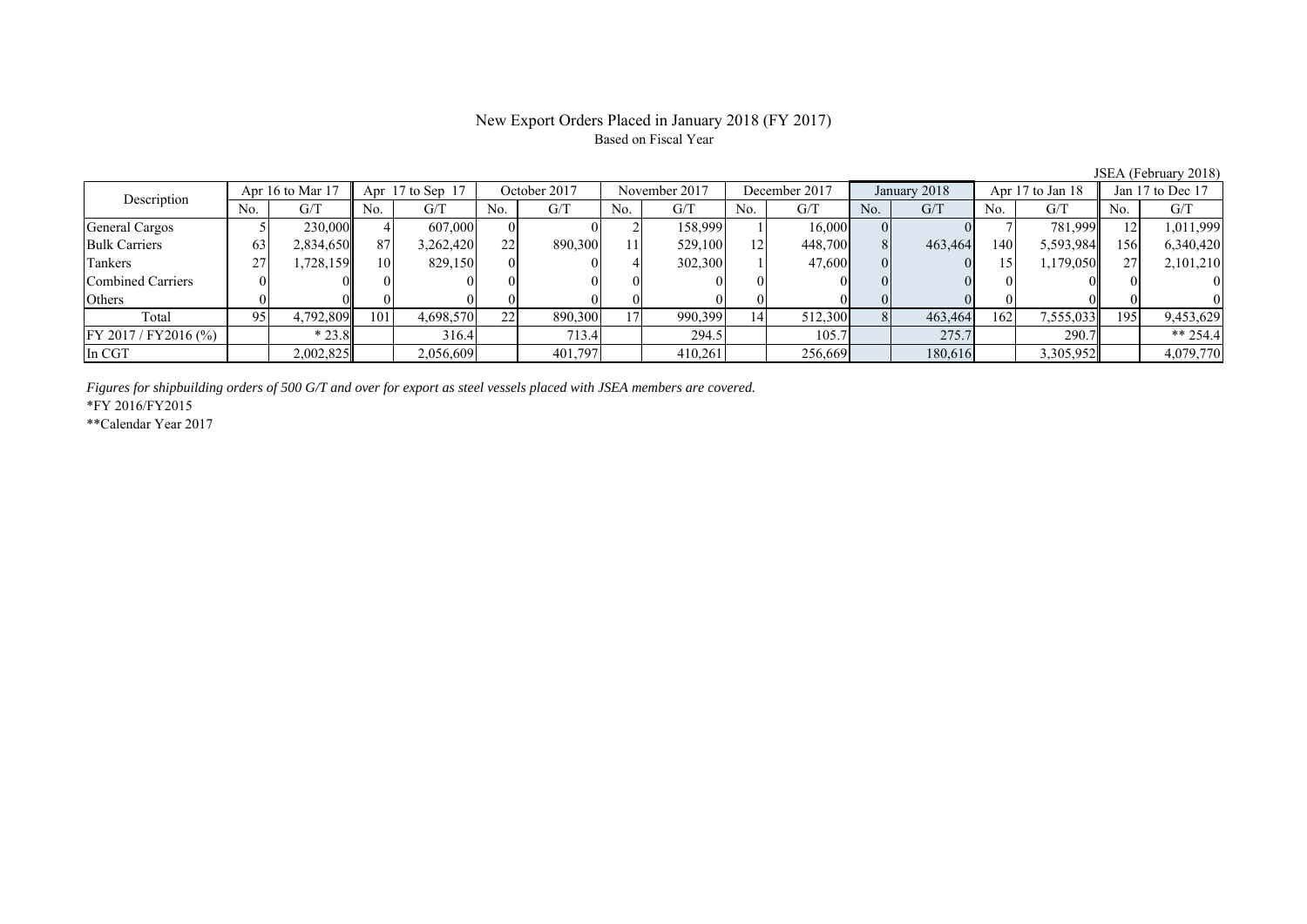# New Export Orders Placed in January 2018 (FY 2017)

Based on Fiscal Year

JSEA (February 2018)

| Description | Apr 16 to Mar 17 | | Apr 17 to Sep 17 | | October 2017 | | November 2017 | | December 2017 | | January 2018 | | Apr 17 to Jan 18 | | Jan 17 to Dec 17 | |
|---|---|---|---|---|---|---|---|---|---|---|---|---|---|---|---|---|
| | No. | G/T | No. | G/T | No. | G/T | No. | G/T | No. | G/T | No. | G/T | No. | G/T | No. | G/T |
| General Cargos | 5 | 230,000 | 4 | 607,000 | 0 | 0 | 2 | 158,999 | 1 | 16,000 | 0 | 0 | 7 | 781,999 | 12 | 1,011,999 |
| Bulk Carriers | 63 | 2,834,650 | 87 | 3,262,420 | 22 | 890,300 | 11 | 529,100 | 12 | 448,700 | 8 | 463,464 | 140 | 5,593,984 | 156 | 6,340,420 |
| Tankers | 27 | 1,728,159 | 10 | 829,150 | 0 | 0 | 4 | 302,300 | 1 | 47,600 | 0 | 0 | 15 | 1,179,050 | 27 | 2,101,210 |
| Combined Carriers | 0 | 0 | 0 | 0 | 0 | 0 | 0 | 0 | 0 | 0 | 0 | 0 | 0 | 0 | 0 | 0 |
| Others | 0 | 0 | 0 | 0 | 0 | 0 | 0 | 0 | 0 | 0 | 0 | 0 | 0 | 0 | 0 | 0 |
| Total | 95 | 4,792,809 | 101 | 4,698,570 | 22 | 890,300 | 17 | 990,399 | 14 | 512,300 | 8 | 463,464 | 162 | 7,555,033 | 195 | 9,453,629 |
| FY 2017 / FY2016 (%) | | * 23.8 | | 316.4 | | 713.4 | | 294.5 | | 105.7 | | 275.7 | | 290.7 | | ** 254.4 |
| In CGT | | 2,002,825 | | 2,056,609 | | 401,797 | | 410,261 | | 256,669 | | 180,616 | | 3,305,952 | | 4,079,770 |

*Figures for shipbuilding orders of 500 G/T and over for export as steel vessels placed with JSEA members are covered.*

*FY 2016/FY2015

**Calendar Year 2017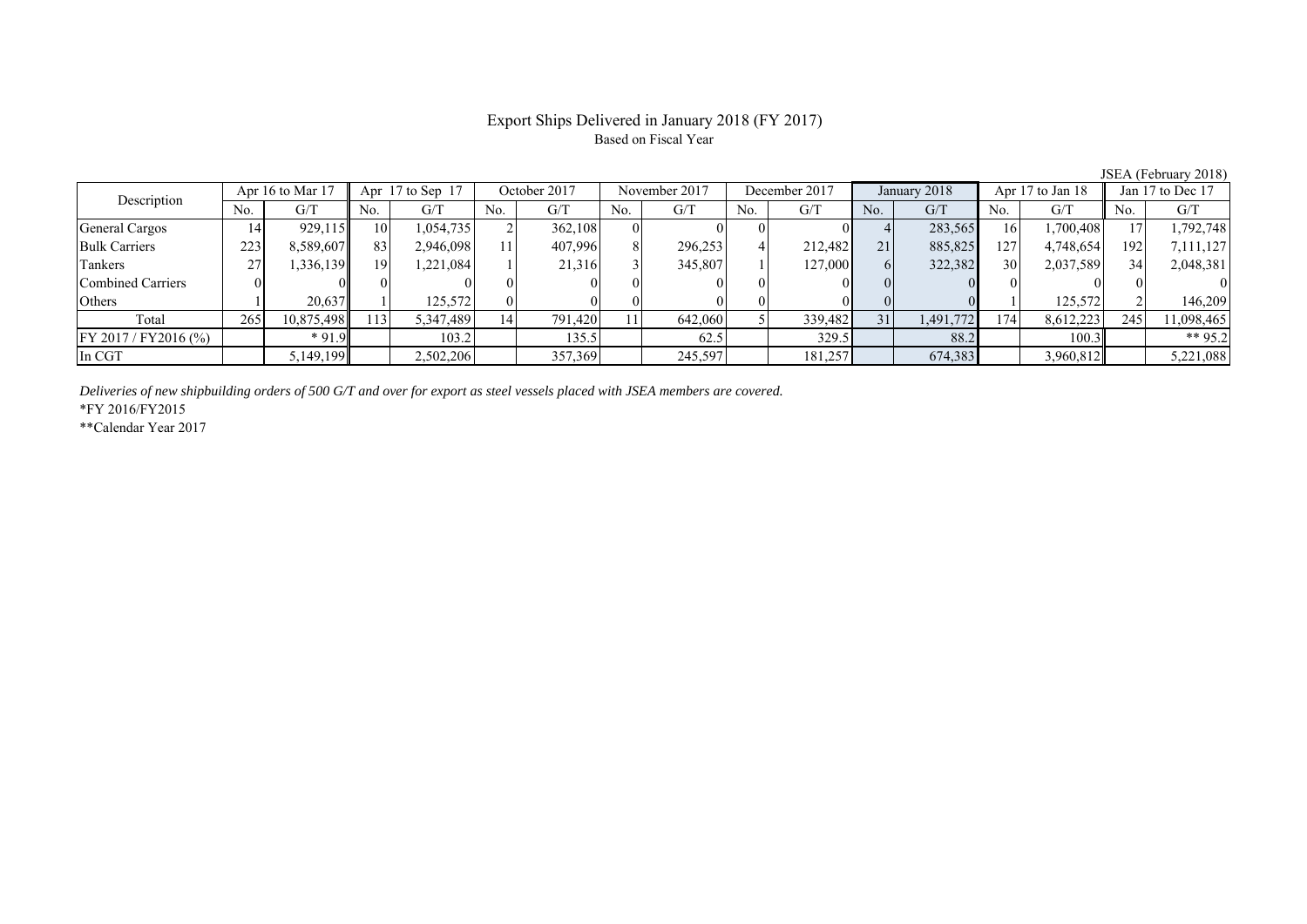# Export Ships Delivered in January 2018 (FY 2017)

Based on Fiscal Year

JSEA (February 2018)

| Description | Apr 16 to Mar 17 | | Apr 17 to Sep 17 | | October 2017 | | November 2017 | | December 2017 | | January 2018 | | Apr 17 to Jan 18 | | Jan 17 to Dec 17 | |
|---|---|---|---|---|---|---|---|---|---|---|---|---|---|---|---|---|
| | No. | G/T | No. | G/T | No. | G/T | No. | G/T | No. | G/T | No. | G/T | No. | G/T | No. | G/T |
| General Cargos | 14 | 929,115 | 10 | 1,054,735 | 2 | 362,108 | 0 | 0 | 0 | 0 | 4 | 283,565 | 16 | 1,700,408 | 17 | 1,792,748 |
| Bulk Carriers | 223 | 8,589,607 | 83 | 2,946,098 | 11 | 407,996 | 8 | 296,253 | 4 | 212,482 | 21 | 885,825 | 127 | 4,748,654 | 192 | 7,111,127 |
| Tankers | 27 | 1,336,139 | 19 | 1,221,084 | 1 | 21,316 | 3 | 345,807 | 1 | 127,000 | 6 | 322,382 | 30 | 2,037,589 | 34 | 2,048,381 |
| Combined Carriers | 0 | 0 | 0 | 0 | 0 | 0 | 0 | 0 | 0 | 0 | 0 | 0 | 0 | 0 | 0 | 0 |
| Others | 1 | 20,637 | 1 | 125,572 | 0 | 0 | 0 | 0 | 0 | 0 | 0 | 0 | 1 | 125,572 | 2 | 146,209 |
| Total | 265 | 10,875,498 | 113 | 5,347,489 | 14 | 791,420 | 11 | 642,060 | 5 | 339,482 | 31 | 1,491,772 | 174 | 8,612,223 | 245 | 11,098,465 |
| FY 2017 / FY2016 (%) | | * 91.9 | | 103.2 | | 135.5 | | 62.5 | | 329.5 | | 88.2 | | 100.3 | | ** 95.2 |
| In CGT | | 5,149,199 | | 2,502,206 | | 357,369 | | 245,597 | | 181,257 | | 674,383 | | 3,960,812 | | 5,221,088 |

*Deliveries of new shipbuilding orders of 500 G/T and over for export as steel vessels placed with JSEA members are covered.*

*FY 2016/FY2015

**Calendar Year 2017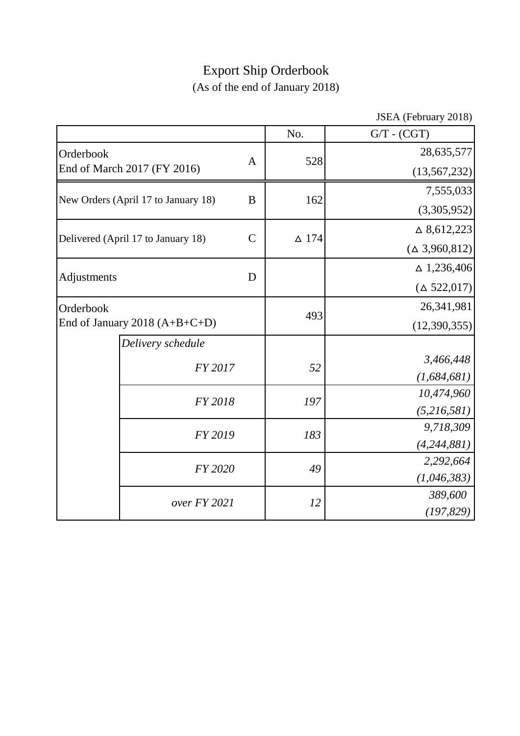# Export Ship Orderbook

(As of the end of January 2018)

JSEA (February 2018)

| | | | No. | G/T - (CGT) |
|---|---|---|---|---|
| Orderbook<br>End of March 2017 (FY 2016) | | A | 528 | 28,635,577<br>(13,567,232) |
| New Orders (April 17 to January 18) | | B | 162 | 7,555,033<br>(3,305,952) |
| Delivered (April 17 to January 18) | | C | △ 174 | △ 8,612,223<br>(△ 3,960,812) |
| Adjustments | | D | | △ 1,236,406<br>(△ 522,017) |
| Orderbook<br>End of January 2018 (A+B+C+D) | | | 493 | 26,341,981<br>(12,390,355) |
| | *Delivery schedule* | | | |
| | *FY 2017* | | *52* | *3,466,448*<br>*(1,684,681)* |
| | *FY 2018* | | *197* | *10,474,960*<br>*(5,216,581)* |
| | *FY 2019* | | *183* | *9,718,309*<br>*(4,244,881)* |
| | *FY 2020* | | *49* | *2,292,664*<br>*(1,046,383)* |
| | *over FY 2021* | | *12* | *389,600*<br>*(197,829)* |